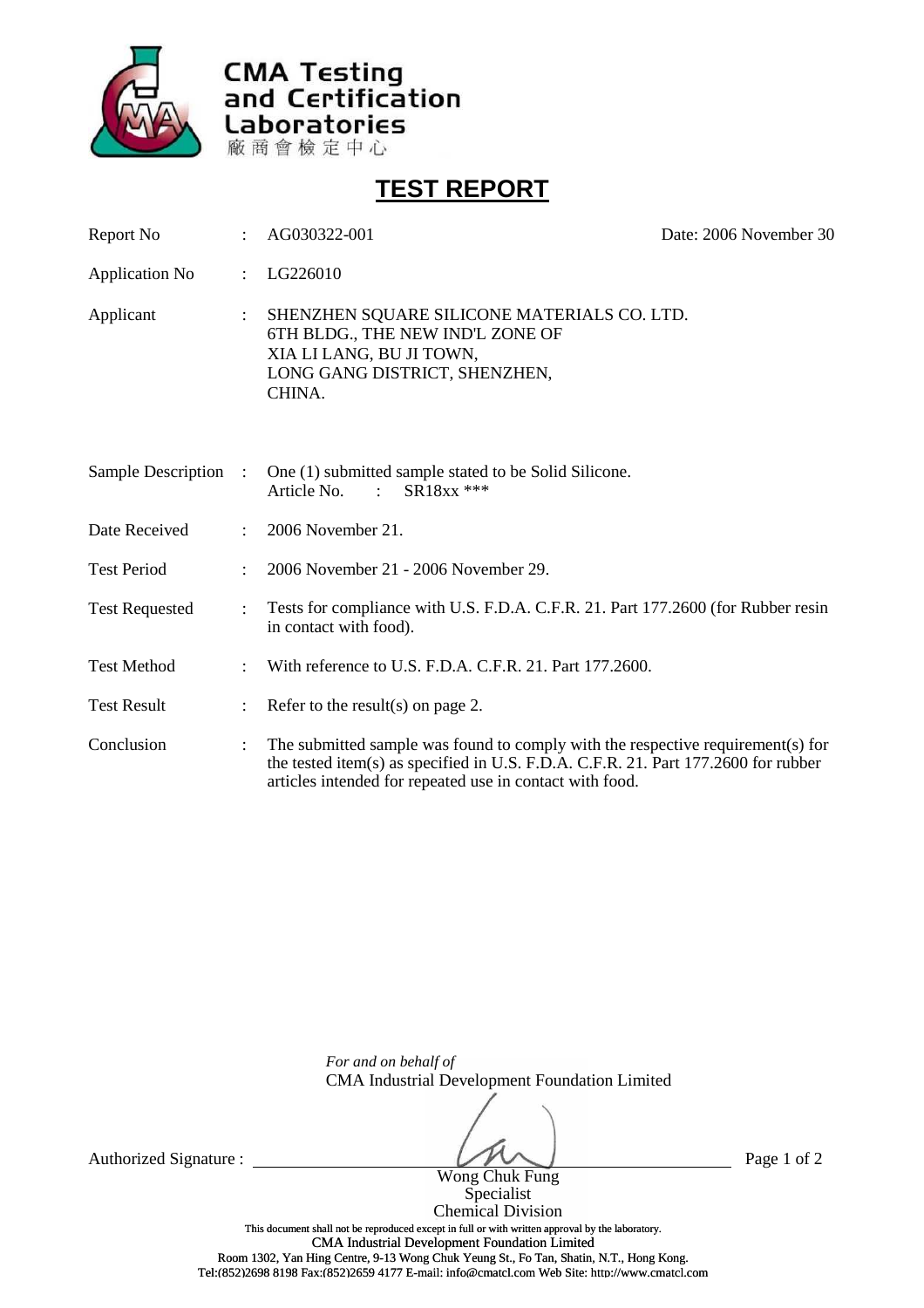CMA Testing and Certification Laboratories

廠商會檢定中心

# TEST REPORT

| | | | |
|---|---|---|---|
| Report No | : | AG030322-001 | Date: 2006 November 30 |
| Application No | : | LG226010 | |
| Applicant | : | SHENZHEN SQUARE SILICONE MATERIALS CO. LTD.<br>6TH BLDG., THE NEW IND'L ZONE OF<br>XIA LI LANG, BU JI TOWN,<br>LONG GANG DISTRICT, SHENZHEN,<br>CHINA. | |
| Sample Description | : | One (1) submitted sample stated to be Solid Silicone.<br>Article No. : SR18xx *** | |
| Date Received | : | 2006 November 21. | |
| Test Period | : | 2006 November 21 - 2006 November 29. | |
| Test Requested | : | Tests for compliance with U.S. F.D.A. C.F.R. 21. Part 177.2600 (for Rubber resin in contact with food). | |
| Test Method | : | With reference to U.S. F.D.A. C.F.R. 21. Part 177.2600. | |
| Test Result | : | Refer to the result(s) on page 2. | |
| Conclusion | : | The submitted sample was found to comply with the respective requirement(s) for the tested item(s) as specified in U.S. F.D.A. C.F.R. 21. Part 177.2600 for rubber articles intended for repeated use in contact with food. | |

*For and on behalf of*
CMA Industrial Development Foundation Limited

Authorized Signature : ______________________

Wong Chuk Fung
Specialist
Chemical Division

This document shall not be reproduced except in full or with written approval by the laboratory.
CMA Industrial Development Foundation Limited
Room 1302, Yan Hing Centre, 9-13 Wong Chuk Yeung St., Fo Tan, Shatin, N.T., Hong Kong.
Tel:(852)2698 8198 Fax:(852)2659 4177 E-mail: info@cmatcl.com Web Site: http://www.cmatcl.com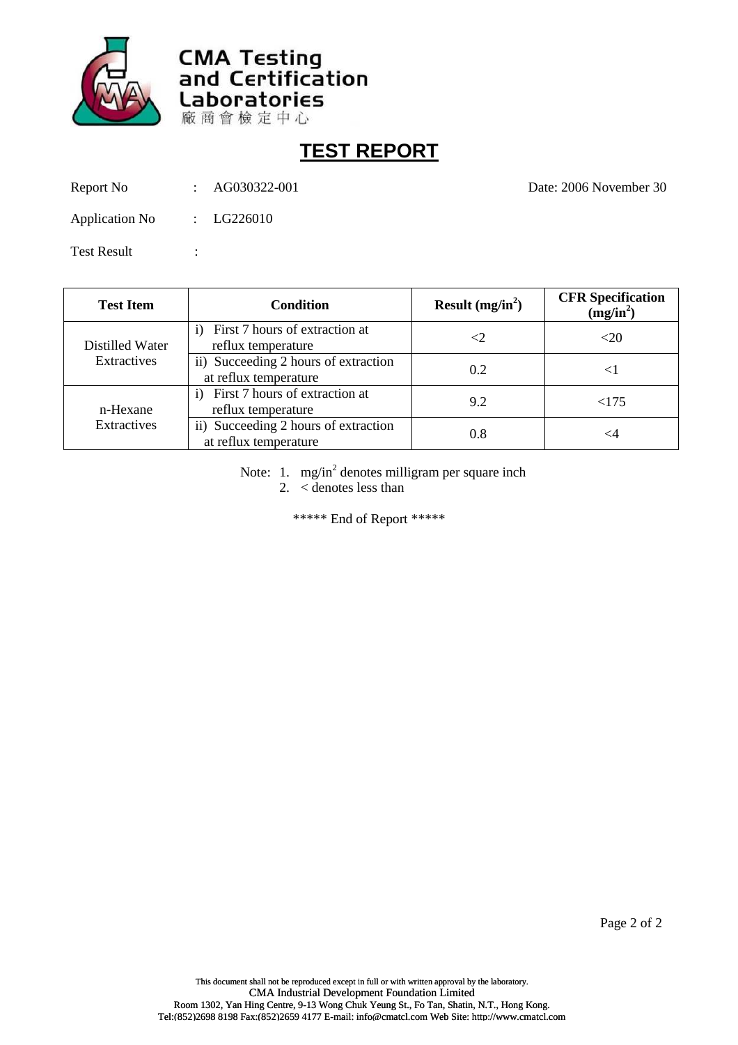CMA Testing and Certification Laboratories
廠商會檢定中心

# TEST REPORT

Report No : AG030322-001 Date: 2006 November 30

Application No : LG226010

Test Result :

| Test Item | Condition | Result ($mg/in^2$) | CFR Specification ($mg/in^2$) |
|---|---|---|---|
| Distilled Water Extractives | i) First 7 hours of extraction at reflux temperature | <2 | <20 |
| | ii) Succeeding 2 hours of extraction at reflux temperature | 0.2 | <1 |
| n-Hexane Extractives | i) First 7 hours of extraction at reflux temperature | 9.2 | <175 |
| | ii) Succeeding 2 hours of extraction at reflux temperature | 0.8 | <4 |

Note: 1. $mg/in^2$ denotes milligram per square inch
2. < denotes less than

***** End of Report *****

This document shall not be reproduced except in full or with written approval by the laboratory.
CMA Industrial Development Foundation Limited
Room 1302, Yan Hing Centre, 9-13 Wong Chuk Yeung St., Fo Tan, Shatin, N.T., Hong Kong.
Tel:(852)2698 8198 Fax:(852)2659 4177 E-mail: info@cmatcl.com Web Site: http://www.cmatcl.com